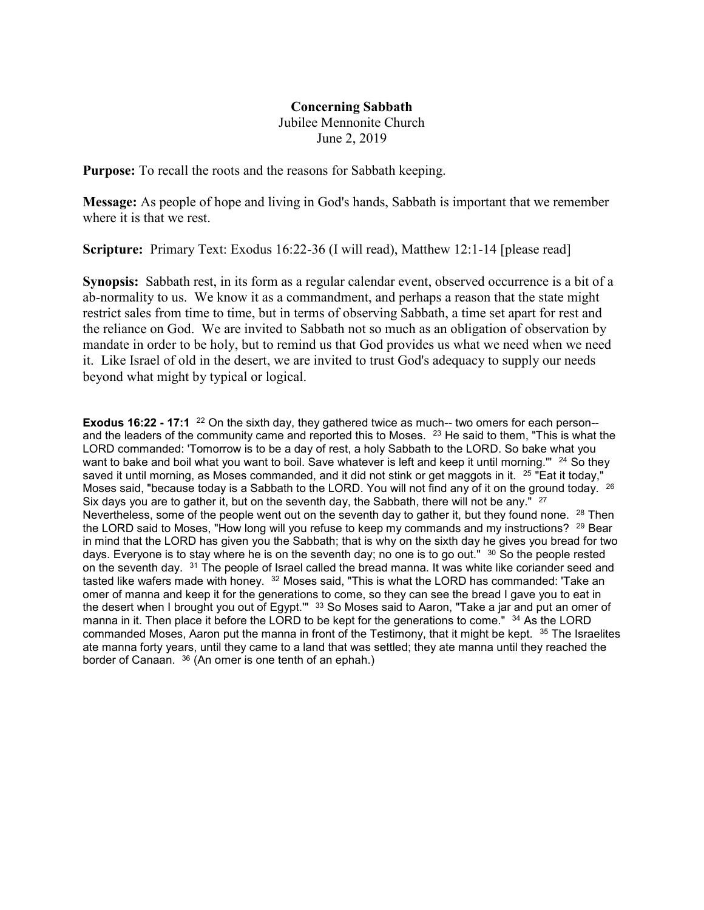**Concerning Sabbath**
Jubilee Mennonite Church
June 2, 2019

**Purpose:** To recall the roots and the reasons for Sabbath keeping.

**Message:** As people of hope and living in God's hands, Sabbath is important that we remember where it is that we rest.

**Scripture:** Primary Text: Exodus 16:22-36 (I will read), Matthew 12:1-14 [please read]

**Synopsis:** Sabbath rest, in its form as a regular calendar event, observed occurrence is a bit of a ab-normality to us. We know it as a commandment, and perhaps a reason that the state might restrict sales from time to time, but in terms of observing Sabbath, a time set apart for rest and the reliance on God. We are invited to Sabbath not so much as an obligation of observation by mandate in order to be holy, but to remind us that God provides us what we need when we need it. Like Israel of old in the desert, we are invited to trust God's adequacy to supply our needs beyond what might by typical or logical.

**Exodus 16:22 - 17:1** [22] On the sixth day, they gathered twice as much-- two omers for each person-- and the leaders of the community came and reported this to Moses. [23] He said to them, "This is what the LORD commanded: 'Tomorrow is to be a day of rest, a holy Sabbath to the LORD. So bake what you want to bake and boil what you want to boil. Save whatever is left and keep it until morning.'" [24] So they saved it until morning, as Moses commanded, and it did not stink or get maggots in it. [25] "Eat it today," Moses said, "because today is a Sabbath to the LORD. You will not find any of it on the ground today. [26] Six days you are to gather it, but on the seventh day, the Sabbath, there will not be any." [27] Nevertheless, some of the people went out on the seventh day to gather it, but they found none. [28] Then the LORD said to Moses, "How long will you refuse to keep my commands and my instructions? [29] Bear in mind that the LORD has given you the Sabbath; that is why on the sixth day he gives you bread for two days. Everyone is to stay where he is on the seventh day; no one is to go out." [30] So the people rested on the seventh day. [31] The people of Israel called the bread manna. It was white like coriander seed and tasted like wafers made with honey. [32] Moses said, "This is what the LORD has commanded: 'Take an omer of manna and keep it for the generations to come, so they can see the bread I gave you to eat in the desert when I brought you out of Egypt.'" [33] So Moses said to Aaron, "Take a jar and put an omer of manna in it. Then place it before the LORD to be kept for the generations to come." [34] As the LORD commanded Moses, Aaron put the manna in front of the Testimony, that it might be kept. [35] The Israelites ate manna forty years, until they came to a land that was settled; they ate manna until they reached the border of Canaan. [36] (An omer is one tenth of an ephah.)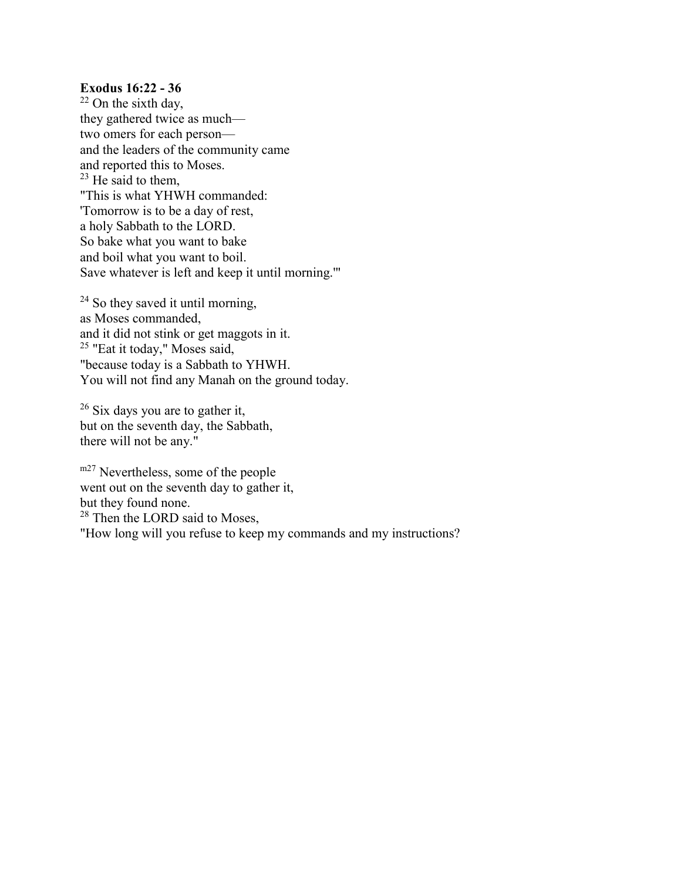**Exodus 16:22 - 36**

[22] On the sixth day,
they gathered twice as much—
two omers for each person—
and the leaders of the community came
and reported this to Moses.
[23] He said to them,
"This is what YHWH commanded:
'Tomorrow is to be a day of rest,
a holy Sabbath to the LORD.
So bake what you want to bake
and boil what you want to boil.
Save whatever is left and keep it until morning.'"

[24] So they saved it until morning,
as Moses commanded,
and it did not stink or get maggots in it.
[25] "Eat it today," Moses said,
"because today is a Sabbath to YHWH.
You will not find any Manah on the ground today.

[26] Six days you are to gather it,
but on the seventh day, the Sabbath,
there will not be any."

[m27] Nevertheless, some of the people
went out on the seventh day to gather it,
but they found none.
[28] Then the LORD said to Moses,
"How long will you refuse to keep my commands and my instructions?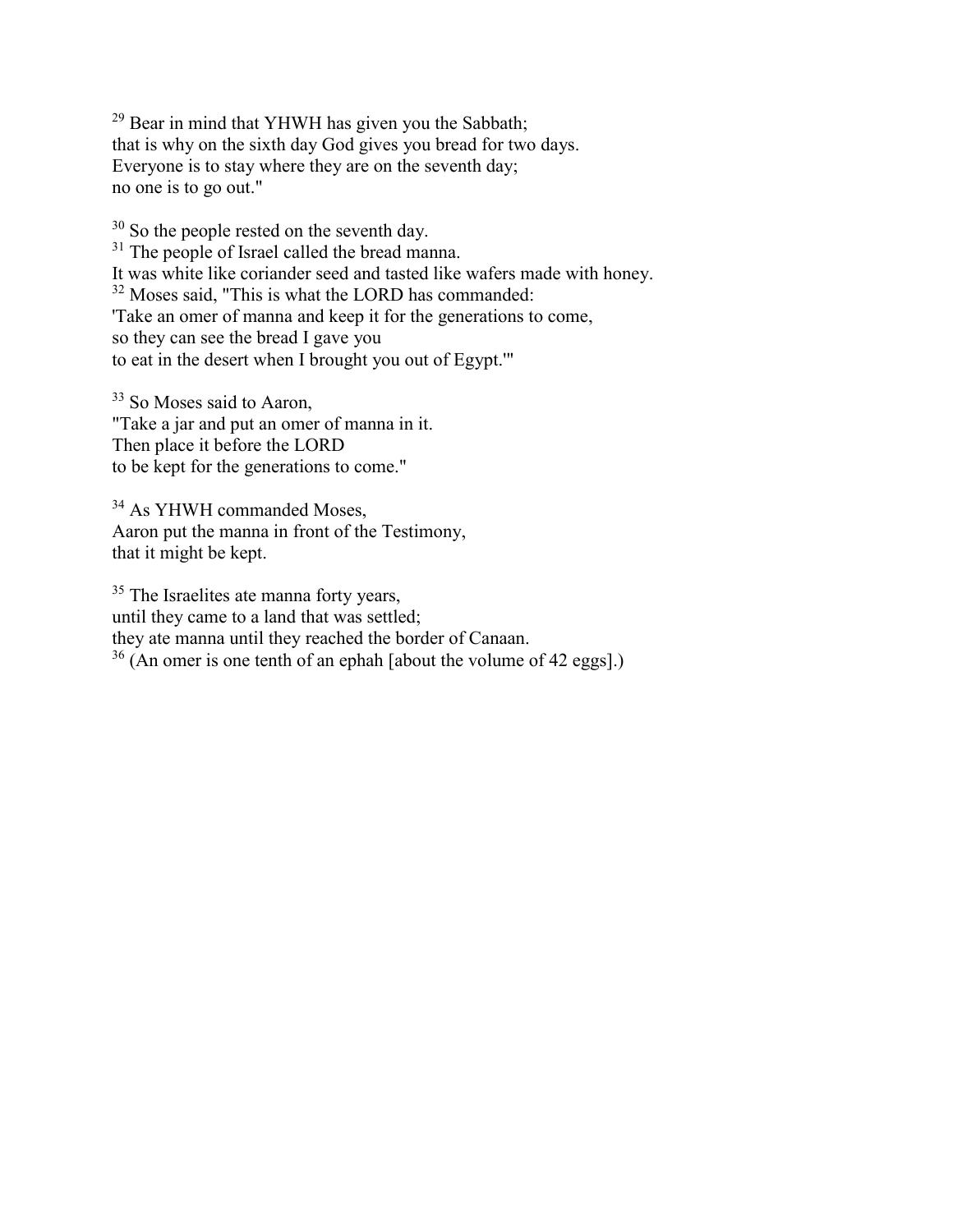[29] Bear in mind that YHWH has given you the Sabbath;  
that is why on the sixth day God gives you bread for two days.  
Everyone is to stay where they are on the seventh day;  
no one is to go out."

[30] So the people rested on the seventh day.  
[31] The people of Israel called the bread manna.  
It was white like coriander seed and tasted like wafers made with honey.  
[32] Moses said, "This is what the LORD has commanded:  
'Take an omer of manna and keep it for the generations to come,  
so they can see the bread I gave you  
to eat in the desert when I brought you out of Egypt.'"

[33] So Moses said to Aaron,  
"Take a jar and put an omer of manna in it.  
Then place it before the LORD  
to be kept for the generations to come."

[34] As YHWH commanded Moses,  
Aaron put the manna in front of the Testimony,  
that it might be kept.

[35] The Israelites ate manna forty years,  
until they came to a land that was settled;  
they ate manna until they reached the border of Canaan.  
[36] (An omer is one tenth of an ephah [about the volume of 42 eggs].)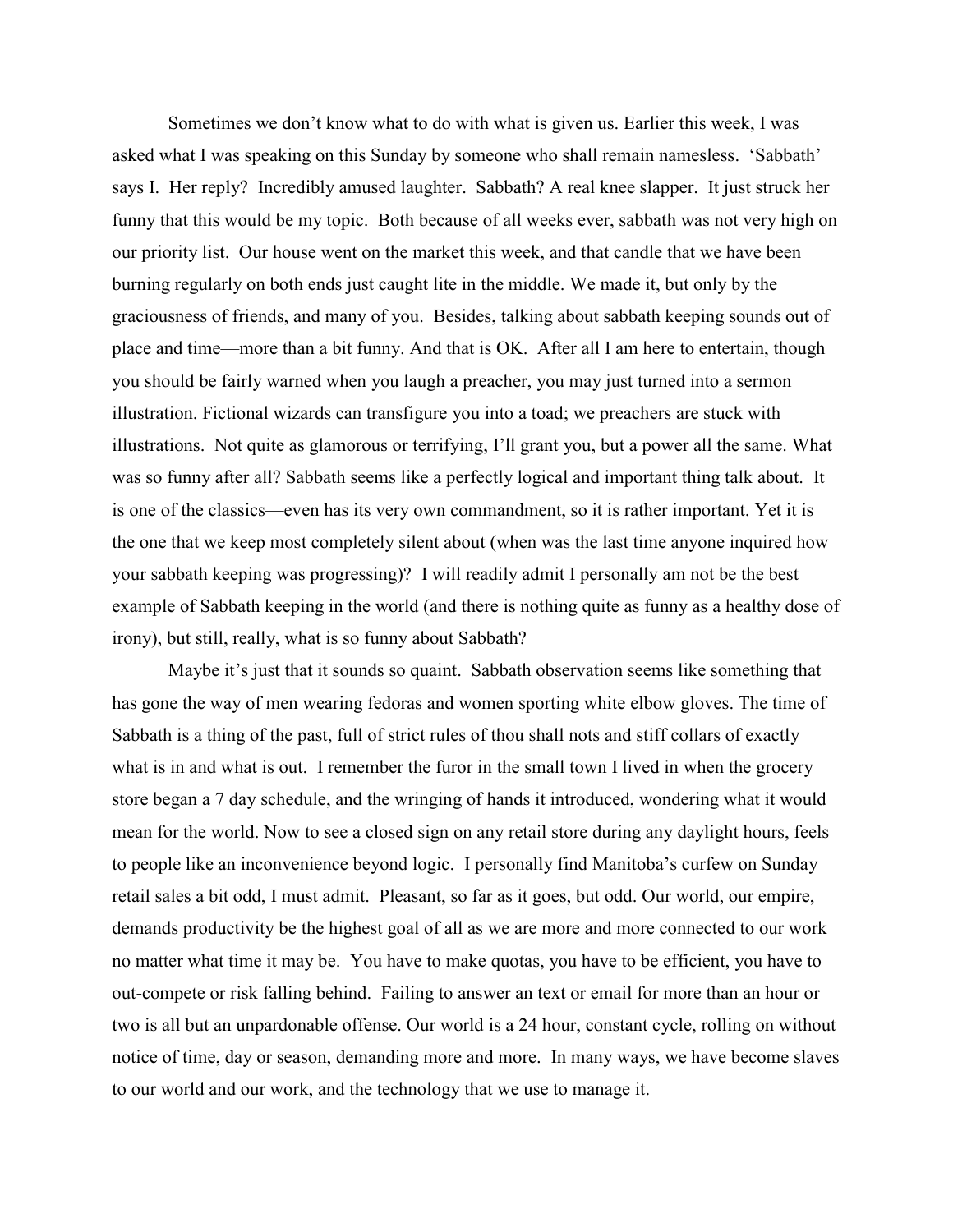Sometimes we don't know what to do with what is given us. Earlier this week, I was asked what I was speaking on this Sunday by someone who shall remain nameless. 'Sabbath' says I. Her reply? Incredibly amused laughter. Sabbath? A real knee slapper. It just struck her funny that this would be my topic. Both because of all weeks ever, sabbath was not very high on our priority list. Our house went on the market this week, and that candle that we have been burning regularly on both ends just caught lite in the middle. We made it, but only by the graciousness of friends, and many of you. Besides, talking about sabbath keeping sounds out of place and time—more than a bit funny. And that is OK. After all I am here to entertain, though you should be fairly warned when you laugh a preacher, you may just turned into a sermon illustration. Fictional wizards can transfigure you into a toad; we preachers are stuck with illustrations. Not quite as glamorous or terrifying, I'll grant you, but a power all the same. What was so funny after all? Sabbath seems like a perfectly logical and important thing talk about. It is one of the classics—even has its very own commandment, so it is rather important. Yet it is the one that we keep most completely silent about (when was the last time anyone inquired how your sabbath keeping was progressing)? I will readily admit I personally am not be the best example of Sabbath keeping in the world (and there is nothing quite as funny as a healthy dose of irony), but still, really, what is so funny about Sabbath?

Maybe it's just that it sounds so quaint. Sabbath observation seems like something that has gone the way of men wearing fedoras and women sporting white elbow gloves. The time of Sabbath is a thing of the past, full of strict rules of thou shall nots and stiff collars of exactly what is in and what is out. I remember the furor in the small town I lived in when the grocery store began a 7 day schedule, and the wringing of hands it introduced, wondering what it would mean for the world. Now to see a closed sign on any retail store during any daylight hours, feels to people like an inconvenience beyond logic. I personally find Manitoba's curfew on Sunday retail sales a bit odd, I must admit. Pleasant, so far as it goes, but odd. Our world, our empire, demands productivity be the highest goal of all as we are more and more connected to our work no matter what time it may be. You have to make quotas, you have to be efficient, you have to out-compete or risk falling behind. Failing to answer an text or email for more than an hour or two is all but an unpardonable offense. Our world is a 24 hour, constant cycle, rolling on without notice of time, day or season, demanding more and more. In many ways, we have become slaves to our world and our work, and the technology that we use to manage it.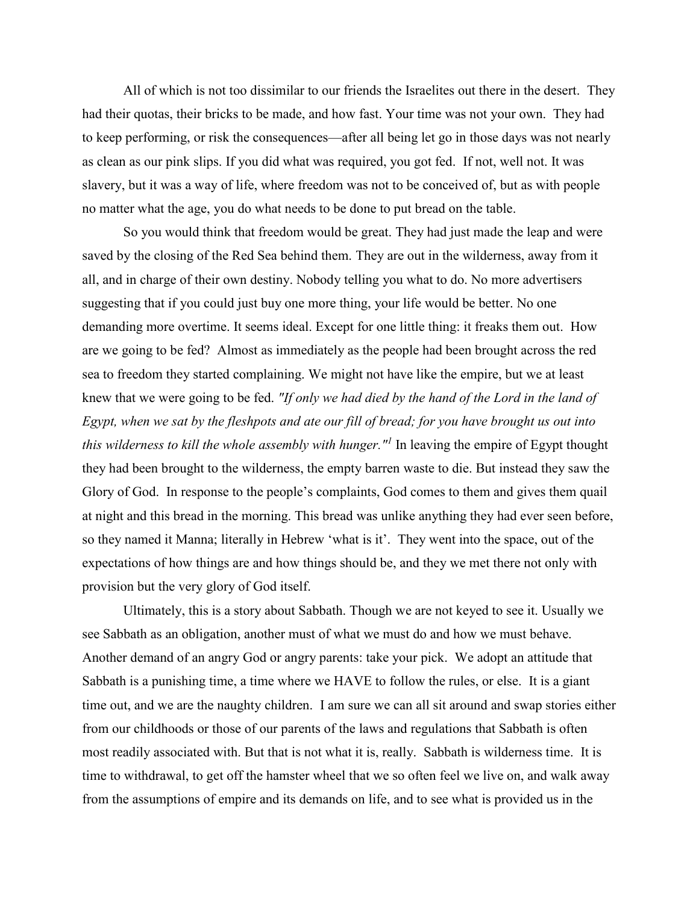All of which is not too dissimilar to our friends the Israelites out there in the desert. They had their quotas, their bricks to be made, and how fast. Your time was not your own. They had to keep performing, or risk the consequences—after all being let go in those days was not nearly as clean as our pink slips. If you did what was required, you got fed. If not, well not. It was slavery, but it was a way of life, where freedom was not to be conceived of, but as with people no matter what the age, you do what needs to be done to put bread on the table.

So you would think that freedom would be great. They had just made the leap and were saved by the closing of the Red Sea behind them. They are out in the wilderness, away from it all, and in charge of their own destiny. Nobody telling you what to do. No more advertisers suggesting that if you could just buy one more thing, your life would be better. No one demanding more overtime. It seems ideal. Except for one little thing: it freaks them out. How are we going to be fed? Almost as immediately as the people had been brought across the red sea to freedom they started complaining. We might not have like the empire, but we at least knew that we were going to be fed. *"If only we had died by the hand of the Lord in the land of Egypt, when we sat by the fleshpots and ate our fill of bread; for you have brought us out into this wilderness to kill the whole assembly with hunger."*[1] In leaving the empire of Egypt thought they had been brought to the wilderness, the empty barren waste to die. But instead they saw the Glory of God. In response to the people's complaints, God comes to them and gives them quail at night and this bread in the morning. This bread was unlike anything they had ever seen before, so they named it Manna; literally in Hebrew 'what is it'. They went into the space, out of the expectations of how things are and how things should be, and they we met there not only with provision but the very glory of God itself.

Ultimately, this is a story about Sabbath. Though we are not keyed to see it. Usually we see Sabbath as an obligation, another must of what we must do and how we must behave. Another demand of an angry God or angry parents: take your pick. We adopt an attitude that Sabbath is a punishing time, a time where we HAVE to follow the rules, or else. It is a giant time out, and we are the naughty children. I am sure we can all sit around and swap stories either from our childhoods or those of our parents of the laws and regulations that Sabbath is often most readily associated with. But that is not what it is, really. Sabbath is wilderness time. It is time to withdrawal, to get off the hamster wheel that we so often feel we live on, and walk away from the assumptions of empire and its demands on life, and to see what is provided us in the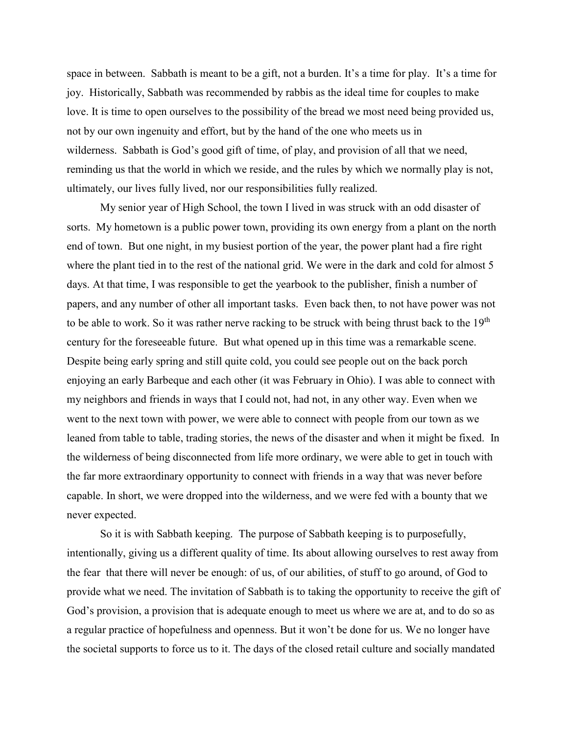space in between. Sabbath is meant to be a gift, not a burden. It's a time for play. It's a time for joy. Historically, Sabbath was recommended by rabbis as the ideal time for couples to make love. It is time to open ourselves to the possibility of the bread we most need being provided us, not by our own ingenuity and effort, but by the hand of the one who meets us in wilderness. Sabbath is God's good gift of time, of play, and provision of all that we need, reminding us that the world in which we reside, and the rules by which we normally play is not, ultimately, our lives fully lived, nor our responsibilities fully realized.

My senior year of High School, the town I lived in was struck with an odd disaster of sorts. My hometown is a public power town, providing its own energy from a plant on the north end of town. But one night, in my busiest portion of the year, the power plant had a fire right where the plant tied in to the rest of the national grid. We were in the dark and cold for almost 5 days. At that time, I was responsible to get the yearbook to the publisher, finish a number of papers, and any number of other all important tasks. Even back then, to not have power was not to be able to work. So it was rather nerve racking to be struck with being thrust back to the 19th century for the foreseeable future. But what opened up in this time was a remarkable scene. Despite being early spring and still quite cold, you could see people out on the back porch enjoying an early Barbeque and each other (it was February in Ohio). I was able to connect with my neighbors and friends in ways that I could not, had not, in any other way. Even when we went to the next town with power, we were able to connect with people from our town as we leaned from table to table, trading stories, the news of the disaster and when it might be fixed. In the wilderness of being disconnected from life more ordinary, we were able to get in touch with the far more extraordinary opportunity to connect with friends in a way that was never before capable. In short, we were dropped into the wilderness, and we were fed with a bounty that we never expected.

So it is with Sabbath keeping. The purpose of Sabbath keeping is to purposefully, intentionally, giving us a different quality of time. Its about allowing ourselves to rest away from the fear that there will never be enough: of us, of our abilities, of stuff to go around, of God to provide what we need. The invitation of Sabbath is to taking the opportunity to receive the gift of God's provision, a provision that is adequate enough to meet us where we are at, and to do so as a regular practice of hopefulness and openness. But it won't be done for us. We no longer have the societal supports to force us to it. The days of the closed retail culture and socially mandated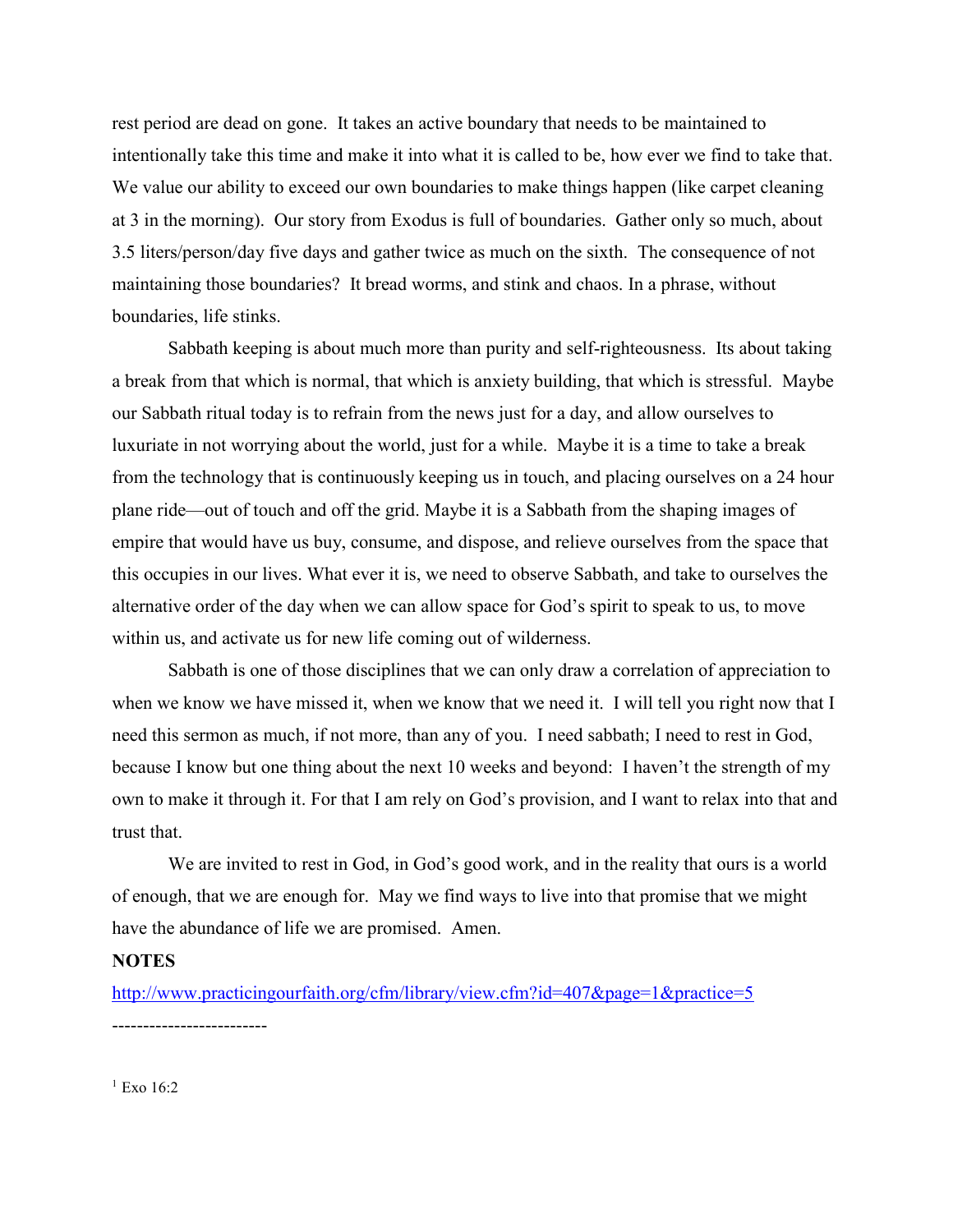rest period are dead on gone. It takes an active boundary that needs to be maintained to intentionally take this time and make it into what it is called to be, how ever we find to take that. We value our ability to exceed our own boundaries to make things happen (like carpet cleaning at 3 in the morning). Our story from Exodus is full of boundaries. Gather only so much, about 3.5 liters/person/day five days and gather twice as much on the sixth. The consequence of not maintaining those boundaries? It bread worms, and stink and chaos. In a phrase, without boundaries, life stinks.

Sabbath keeping is about much more than purity and self-righteousness. Its about taking a break from that which is normal, that which is anxiety building, that which is stressful. Maybe our Sabbath ritual today is to refrain from the news just for a day, and allow ourselves to luxuriate in not worrying about the world, just for a while. Maybe it is a time to take a break from the technology that is continuously keeping us in touch, and placing ourselves on a 24 hour plane ride—out of touch and off the grid. Maybe it is a Sabbath from the shaping images of empire that would have us buy, consume, and dispose, and relieve ourselves from the space that this occupies in our lives. What ever it is, we need to observe Sabbath, and take to ourselves the alternative order of the day when we can allow space for God's spirit to speak to us, to move within us, and activate us for new life coming out of wilderness.

Sabbath is one of those disciplines that we can only draw a correlation of appreciation to when we know we have missed it, when we know that we need it. I will tell you right now that I need this sermon as much, if not more, than any of you. I need sabbath; I need to rest in God, because I know but one thing about the next 10 weeks and beyond: I haven't the strength of my own to make it through it. For that I am rely on God's provision, and I want to relax into that and trust that.

We are invited to rest in God, in God's good work, and in the reality that ours is a world of enough, that we are enough for. May we find ways to live into that promise that we might have the abundance of life we are promised. Amen.

**NOTES**

http://www.practicingourfaith.org/cfm/library/view.cfm?id=407&page=1&practice=5

-------------------------

[1] Exo 16:2